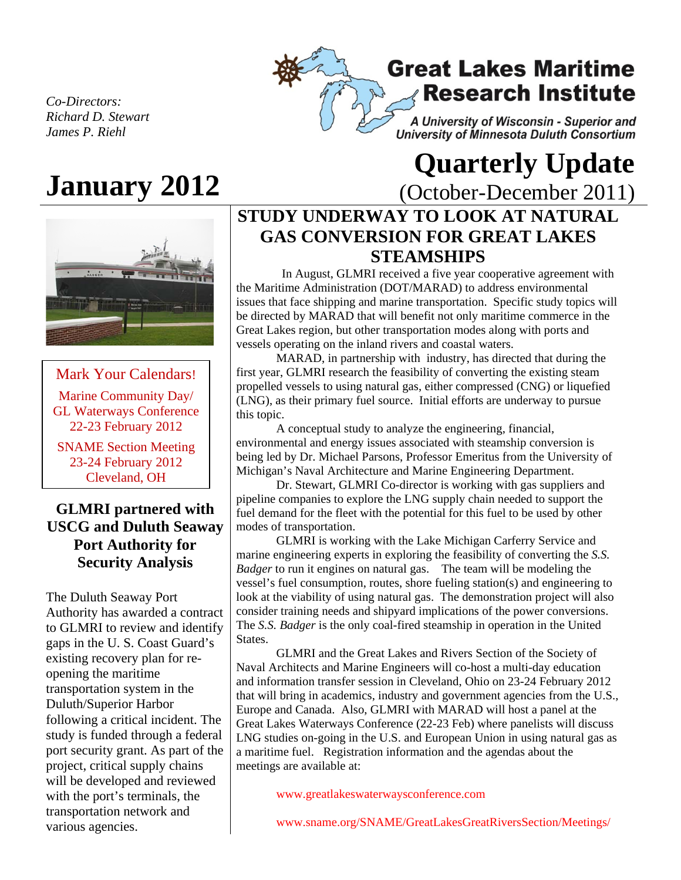Co-Directors:
Richard D. Stewart
James P. Riehl

# Great Lakes Maritime Research Institute

*A University of Wisconsin - Superior and University of Minnesota Duluth Consortium*

# January 2012

# Quarterly Update

(October-December 2011)

## STUDY UNDERWAY TO LOOK AT NATURAL GAS CONVERSION FOR GREAT LAKES STEAMSHIPS

In August, GLMRI received a five year cooperative agreement with the Maritime Administration (DOT/MARAD) to address environmental issues that face shipping and marine transportation. Specific study topics will be directed by MARAD that will benefit not only maritime commerce in the Great Lakes region, but other transportation modes along with ports and vessels operating on the inland rivers and coastal waters.

MARAD, in partnership with industry, has directed that during the first year, GLMRI research the feasibility of converting the existing steam propelled vessels to using natural gas, either compressed (CNG) or liquefied (LNG), as their primary fuel source. Initial efforts are underway to pursue this topic.

A conceptual study to analyze the engineering, financial, environmental and energy issues associated with steamship conversion is being led by Dr. Michael Parsons, Professor Emeritus from the University of Michigan's Naval Architecture and Marine Engineering Department.

Dr. Stewart, GLMRI Co-director is working with gas suppliers and pipeline companies to explore the LNG supply chain needed to support the fuel demand for the fleet with the potential for this fuel to be used by other modes of transportation.

GLMRI is working with the Lake Michigan Carferry Service and marine engineering experts in exploring the feasibility of converting the *S.S. Badger* to run it engines on natural gas. The team will be modeling the vessel's fuel consumption, routes, shore fueling station(s) and engineering to look at the viability of using natural gas. The demonstration project will also consider training needs and shipyard implications of the power conversions. The *S.S. Badger* is the only coal-fired steamship in operation in the United States.

GLMRI and the Great Lakes and Rivers Section of the Society of Naval Architects and Marine Engineers will co-host a multi-day education and information transfer session in Cleveland, Ohio on 23-24 February 2012 that will bring in academics, industry and government agencies from the U.S., Europe and Canada. Also, GLMRI with MARAD will host a panel at the Great Lakes Waterways Conference (22-23 Feb) where panelists will discuss LNG studies on-going in the U.S. and European Union in using natural gas as a maritime fuel. Registration information and the agendas about the meetings are available at:

www.greatlakeswaterwaysconference.com

www.sname.org/SNAME/GreatLakesGreatRiversSection/Meetings/

**Mark Your Calendars!**

Marine Community Day/
GL Waterways Conference
22-23 February 2012

SNAME Section Meeting
23-24 February 2012
Cleveland, OH

## GLMRI partnered with USCG and Duluth Seaway Port Authority for Security Analysis

The Duluth Seaway Port Authority has awarded a contract to GLMRI to review and identify gaps in the U. S. Coast Guard's existing recovery plan for re-opening the maritime transportation system in the Duluth/Superior Harbor following a critical incident. The study is funded through a federal port security grant. As part of the project, critical supply chains will be developed and reviewed with the port's terminals, the transportation network and various agencies.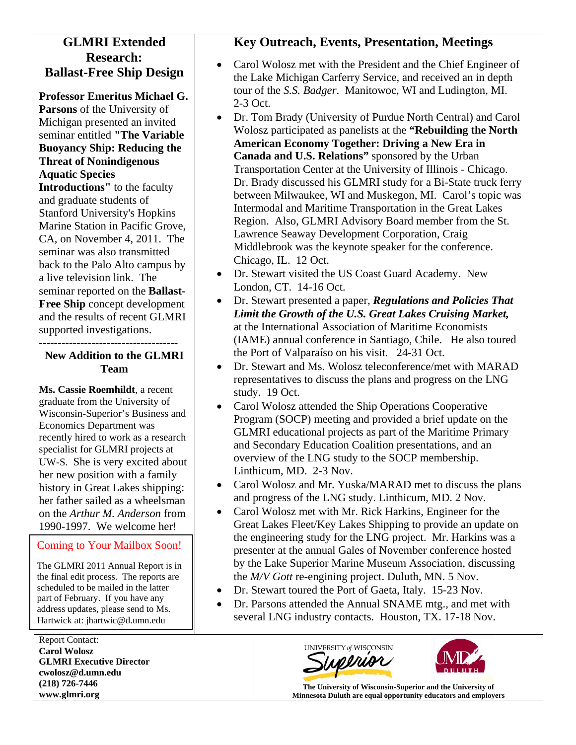## GLMRI Extended Research: Ballast-Free Ship Design

**Professor Emeritus Michael G. Parsons** of the University of Michigan presented an invited seminar entitled **"The Variable Buoyancy Ship: Reducing the Threat of Nonindigenous Aquatic Species Introductions"** to the faculty and graduate students of Stanford University's Hopkins Marine Station in Pacific Grove, CA, on November 4, 2011. The seminar was also transmitted back to the Palo Alto campus by a live television link. The seminar reported on the **Ballast-Free Ship** concept development and the results of recent GLMRI supported investigations.

-------------------------------------

## New Addition to the GLMRI Team

**Ms. Cassie Roemhildt**, a recent graduate from the University of Wisconsin-Superior's Business and Economics Department was recently hired to work as a research specialist for GLMRI projects at UW-S. She is very excited about her new position with a family history in Great Lakes shipping: her father sailed as a wheelsman on the *Arthur M. Anderson* from 1990-1997. We welcome her!

### Coming to Your Mailbox Soon!

The GLMRI 2011 Annual Report is in the final edit process. The reports are scheduled to be mailed in the latter part of February. If you have any address updates, please send to Ms. Hartwick at: jhartwic@d.umn.edu

## Key Outreach, Events, Presentation, Meetings

- Carol Wolosz met with the President and the Chief Engineer of the Lake Michigan Carferry Service, and received an in depth tour of the *S.S. Badger*. Manitowoc, WI and Ludington, MI. 2-3 Oct.
- Dr. Tom Brady (University of Purdue North Central) and Carol Wolosz participated as panelists at the **"Rebuilding the North American Economy Together: Driving a New Era in Canada and U.S. Relations"** sponsored by the Urban Transportation Center at the University of Illinois - Chicago. Dr. Brady discussed his GLMRI study for a Bi-State truck ferry between Milwaukee, WI and Muskegon, MI. Carol's topic was Intermodal and Maritime Transportation in the Great Lakes Region. Also, GLMRI Advisory Board member from the St. Lawrence Seaway Development Corporation, Craig Middlebrook was the keynote speaker for the conference. Chicago, IL. 12 Oct.
- Dr. Stewart visited the US Coast Guard Academy. New London, CT. 14-16 Oct.
- Dr. Stewart presented a paper, ***Regulations and Policies That Limit the Growth of the U.S. Great Lakes Cruising Market,*** at the International Association of Maritime Economists (IAME) annual conference in Santiago, Chile. He also toured the Port of Valparaíso on his visit. 24-31 Oct.
- Dr. Stewart and Ms. Wolosz teleconference/met with MARAD representatives to discuss the plans and progress on the LNG study. 19 Oct.
- Carol Wolosz attended the Ship Operations Cooperative Program (SOCP) meeting and provided a brief update on the GLMRI educational projects as part of the Maritime Primary and Secondary Education Coalition presentations, and an overview of the LNG study to the SOCP membership. Linthicum, MD. 2-3 Nov.
- Carol Wolosz and Mr. Yuska/MARAD met to discuss the plans and progress of the LNG study. Linthicum, MD. 2 Nov.
- Carol Wolosz met with Mr. Rick Harkins, Engineer for the Great Lakes Fleet/Key Lakes Shipping to provide an update on the engineering study for the LNG project. Mr. Harkins was a presenter at the annual Gales of November conference hosted by the Lake Superior Marine Museum Association, discussing the *M/V Gott* re-engining project. Duluth, MN. 5 Nov.
- Dr. Stewart toured the Port of Gaeta, Italy. 15-23 Nov.
- Dr. Parsons attended the Annual SNAME mtg., and met with several LNG industry contacts. Houston, TX. 17-18 Nov.

Report Contact:
**Carol Wolosz**
**GLMRI Executive Director**
**cwolosz@d.umn.edu**
**(218) 726-7446**
**www.glmri.org**

University of Wisconsin Superior

UMD Duluth

**The University of Wisconsin-Superior and the University of Minnesota Duluth are equal opportunity educators and employers**